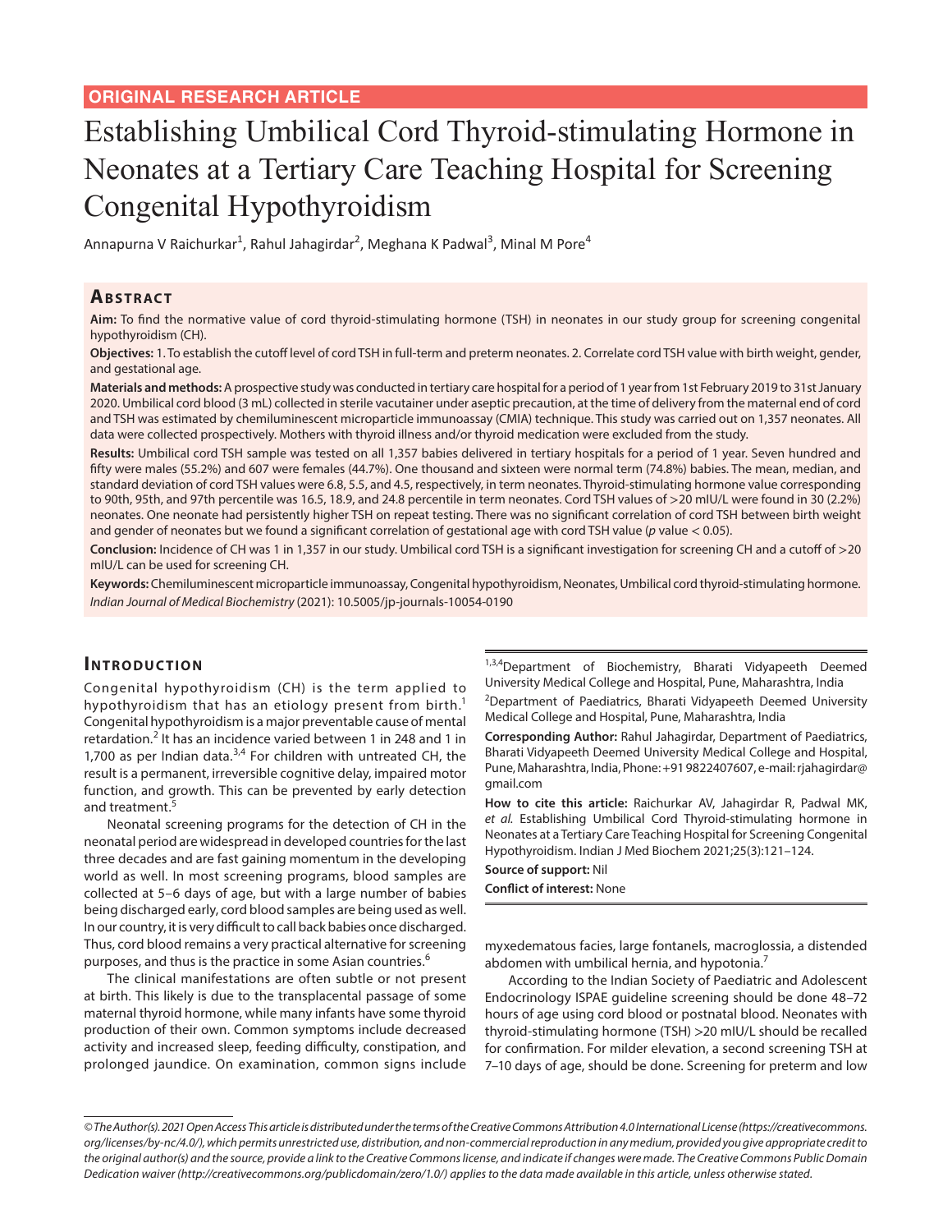ORIGINAL RESEARCH ARTICLE

# Establishing Umbilical Cord Thyroid-stimulating Hormone in Neonates at a Tertiary Care Teaching Hospital for Screening Congenital Hypothyroidism

Annapurna V Raichurkar[1], Rahul Jahagirdar[2], Meghana K Padwal[3], Minal M Pore[4]

## Abstract

**Aim:** To find the normative value of cord thyroid-stimulating hormone (TSH) in neonates in our study group for screening congenital hypothyroidism (CH).

**Objectives:** 1. To establish the cutoff level of cord TSH in full-term and preterm neonates. 2. Correlate cord TSH value with birth weight, gender, and gestational age.

**Materials and methods:** A prospective study was conducted in tertiary care hospital for a period of 1 year from 1st February 2019 to 31st January 2020. Umbilical cord blood (3 mL) collected in sterile vacutainer under aseptic precaution, at the time of delivery from the maternal end of cord and TSH was estimated by chemiluminescent microparticle immunoassay (CMIA) technique. This study was carried out on 1,357 neonates. All data were collected prospectively. Mothers with thyroid illness and/or thyroid medication were excluded from the study.

**Results:** Umbilical cord TSH sample was tested on all 1,357 babies delivered in tertiary hospitals for a period of 1 year. Seven hundred and fifty were males (55.2%) and 607 were females (44.7%). One thousand and sixteen were normal term (74.8%) babies. The mean, median, and standard deviation of cord TSH values were 6.8, 5.5, and 4.5, respectively, in term neonates. Thyroid-stimulating hormone value corresponding to 90th, 95th, and 97th percentile was 16.5, 18.9, and 24.8 percentile in term neonates. Cord TSH values of >20 mIU/L were found in 30 (2.2%) neonates. One neonate had persistently higher TSH on repeat testing. There was no significant correlation of cord TSH between birth weight and gender of neonates but we found a significant correlation of gestational age with cord TSH value ($p$ value $< 0.05$).

**Conclusion:** Incidence of CH was 1 in 1,357 in our study. Umbilical cord TSH is a significant investigation for screening CH and a cutoff of >20 mIU/L can be used for screening CH.

**Keywords:** Chemiluminescent microparticle immunoassay, Congenital hypothyroidism, Neonates, Umbilical cord thyroid-stimulating hormone.

*Indian Journal of Medical Biochemistry* (2021): 10.5005/jp-journals-10054-0190

## Introduction

Congenital hypothyroidism (CH) is the term applied to hypothyroidism that has an etiology present from birth.[1] Congenital hypothyroidism is a major preventable cause of mental retardation.[2] It has an incidence varied between 1 in 248 and 1 in 1,700 as per Indian data.[3,4] For children with untreated CH, the result is a permanent, irreversible cognitive delay, impaired motor function, and growth. This can be prevented by early detection and treatment.[5]

Neonatal screening programs for the detection of CH in the neonatal period are widespread in developed countries for the last three decades and are fast gaining momentum in the developing world as well. In most screening programs, blood samples are collected at 5–6 days of age, but with a large number of babies being discharged early, cord blood samples are being used as well. In our country, it is very difficult to call back babies once discharged. Thus, cord blood remains a very practical alternative for screening purposes, and thus is the practice in some Asian countries.[6]

The clinical manifestations are often subtle or not present at birth. This likely is due to the transplacental passage of some maternal thyroid hormone, while many infants have some thyroid production of their own. Common symptoms include decreased activity and increased sleep, feeding difficulty, constipation, and prolonged jaundice. On examination, common signs include myxedematous facies, large fontanels, macroglossia, a distended abdomen with umbilical hernia, and hypotonia.[7]

According to the Indian Society of Paediatric and Adolescent Endocrinology ISPAE guideline screening should be done 48–72 hours of age using cord blood or postnatal blood. Neonates with thyroid-stimulating hormone (TSH) >20 mIU/L should be recalled for confirmation. For milder elevation, a second screening TSH at 7–10 days of age, should be done. Screening for preterm and low

[1,3,4]Department of Biochemistry, Bharati Vidyapeeth Deemed University Medical College and Hospital, Pune, Maharashtra, India

[2]Department of Paediatrics, Bharati Vidyapeeth Deemed University Medical College and Hospital, Pune, Maharashtra, India

**Corresponding Author:** Rahul Jahagirdar, Department of Paediatrics, Bharati Vidyapeeth Deemed University Medical College and Hospital, Pune, Maharashtra, India, Phone: +91 9822407607, e-mail: rjahagirdar@gmail.com

**How to cite this article:** Raichurkar AV, Jahagirdar R, Padwal MK, *et al.* Establishing Umbilical Cord Thyroid-stimulating hormone in Neonates at a Tertiary Care Teaching Hospital for Screening Congenital Hypothyroidism. Indian J Med Biochem 2021;25(3):121–124.

**Source of support:** Nil

**Conflict of interest:** None

*© The Author(s). 2021 Open Access This article is distributed under the terms of the Creative Commons Attribution 4.0 International License (https://creativecommons.org/licenses/by-nc/4.0/), which permits unrestricted use, distribution, and non-commercial reproduction in any medium, provided you give appropriate credit to the original author(s) and the source, provide a link to the Creative Commons license, and indicate if changes were made. The Creative Commons Public Domain Dedication waiver (http://creativecommons.org/publicdomain/zero/1.0/) applies to the data made available in this article, unless otherwise stated.*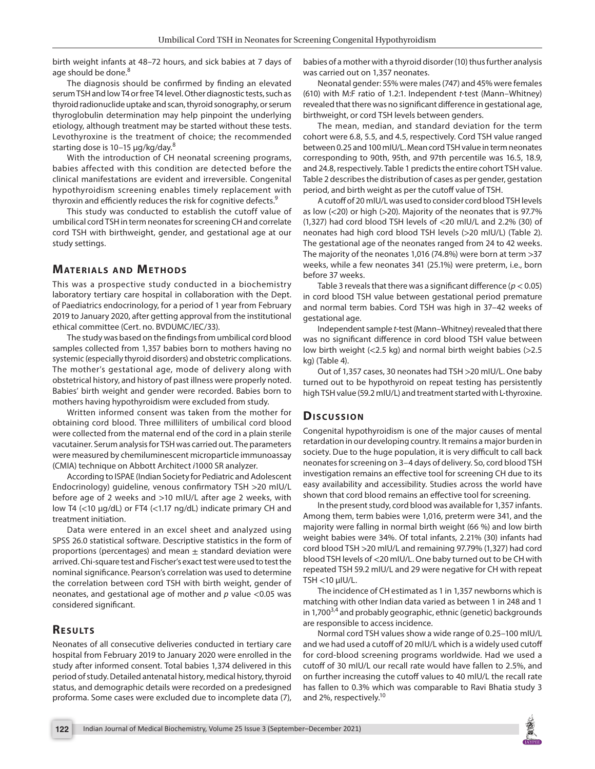birth weight infants at 48–72 hours, and sick babies at 7 days of age should be done.[8]

The diagnosis should be confirmed by finding an elevated serum TSH and low T4 or free T4 level. Other diagnostic tests, such as thyroid radionuclide uptake and scan, thyroid sonography, or serum thyroglobulin determination may help pinpoint the underlying etiology, although treatment may be started without these tests. Levothyroxine is the treatment of choice; the recommended starting dose is 10–15 µg/kg/day.[8]

With the introduction of CH neonatal screening programs, babies affected with this condition are detected before the clinical manifestations are evident and irreversible. Congenital hypothyroidism screening enables timely replacement with thyroxin and efficiently reduces the risk for cognitive defects.[9]

This study was conducted to establish the cutoff value of umbilical cord TSH in term neonates for screening CH and correlate cord TSH with birthweight, gender, and gestational age at our study settings.

## Materials and Methods

This was a prospective study conducted in a biochemistry laboratory tertiary care hospital in collaboration with the Dept. of Paediatrics endocrinology, for a period of 1 year from February 2019 to January 2020, after getting approval from the institutional ethical committee (Cert. no. BVDUMC/IEC/33).

The study was based on the findings from umbilical cord blood samples collected from 1,357 babies born to mothers having no systemic (especially thyroid disorders) and obstetric complications. The mother's gestational age, mode of delivery along with obstetrical history, and history of past illness were properly noted. Babies' birth weight and gender were recorded. Babies born to mothers having hypothyroidism were excluded from study.

Written informed consent was taken from the mother for obtaining cord blood. Three milliliters of umbilical cord blood were collected from the maternal end of the cord in a plain sterile vacutainer. Serum analysis for TSH was carried out. The parameters were measured by chemiluminescent microparticle immunoassay (CMIA) technique on Abbott Architect *i*1000 SR analyzer.

According to ISPAE (Indian Society for Pediatric and Adolescent Endocrinology) guideline, venous confirmatory TSH >20 mIU/L before age of 2 weeks and >10 mIU/L after age 2 weeks, with low T4 (<10 µg/dL) or FT4 (<1.17 ng/dL) indicate primary CH and treatment initiation.

Data were entered in an excel sheet and analyzed using SPSS 26.0 statistical software. Descriptive statistics in the form of proportions (percentages) and mean ± standard deviation were arrived. Chi-square test and Fischer's exact test were used to test the nominal significance. Pearson's correlation was used to determine the correlation between cord TSH with birth weight, gender of neonates, and gestational age of mother and $p$ value <0.05 was considered significant.

## Results

Neonates of all consecutive deliveries conducted in tertiary care hospital from February 2019 to January 2020 were enrolled in the study after informed consent. Total babies 1,374 delivered in this period of study. Detailed antenatal history, medical history, thyroid status, and demographic details were recorded on a predesigned proforma. Some cases were excluded due to incomplete data (7), babies of a mother with a thyroid disorder (10) thus further analysis was carried out on 1,357 neonates.

Neonatal gender: 55% were males (747) and 45% were females (610) with M:F ratio of 1.2:1. Independent *t*-test (Mann–Whitney) revealed that there was no significant difference in gestational age, birthweight, or cord TSH levels between genders.

The mean, median, and standard deviation for the term cohort were 6.8, 5.5, and 4.5, respectively. Cord TSH value ranged between 0.25 and 100 mIU/L. Mean cord TSH value in term neonates corresponding to 90th, 95th, and 97th percentile was 16.5, 18.9, and 24.8, respectively. Table 1 predicts the entire cohort TSH value. Table 2 describes the distribution of cases as per gender, gestation period, and birth weight as per the cutoff value of TSH.

A cutoff of 20 mIU/L was used to consider cord blood TSH levels as low (<20) or high (>20). Majority of the neonates that is 97.7% (1,327) had cord blood TSH levels of <20 mIU/L and 2.2% (30) of neonates had high cord blood TSH levels (>20 mIU/L) (Table 2). The gestational age of the neonates ranged from 24 to 42 weeks. The majority of the neonates 1,016 (74.8%) were born at term >37 weeks, while a few neonates 341 (25.1%) were preterm, i.e., born before 37 weeks.

Table 3 reveals that there was a significant difference ($p < 0.05$) in cord blood TSH value between gestational period premature and normal term babies. Cord TSH was high in 37–42 weeks of gestational age.

Independent sample *t*-test (Mann–Whitney) revealed that there was no significant difference in cord blood TSH value between low birth weight (<2.5 kg) and normal birth weight babies (>2.5 kg) (Table 4).

Out of 1,357 cases, 30 neonates had TSH >20 mIU/L. One baby turned out to be hypothyroid on repeat testing has persistently high TSH value (59.2 mIU/L) and treatment started with L-thyroxine.

## Discussion

Congenital hypothyroidism is one of the major causes of mental retardation in our developing country. It remains a major burden in society. Due to the huge population, it is very difficult to call back neonates for screening on 3–4 days of delivery. So, cord blood TSH investigation remains an effective tool for screening CH due to its easy availability and accessibility. Studies across the world have shown that cord blood remains an effective tool for screening.

In the present study, cord blood was available for 1,357 infants. Among them, term babies were 1,016, preterm were 341, and the majority were falling in normal birth weight (66 %) and low birth weight babies were 34%. Of total infants, 2.21% (30) infants had cord blood TSH >20 mIU/L and remaining 97.79% (1,327) had cord blood TSH levels of <20 mIU/L. One baby turned out to be CH with repeated TSH 59.2 mIU/L and 29 were negative for CH with repeat TSH <10 µIU/L.

The incidence of CH estimated as 1 in 1,357 newborns which is matching with other Indian data varied as between 1 in 248 and 1 in 1,700[3,4] and probably geographic, ethnic (genetic) backgrounds are responsible to access incidence.

Normal cord TSH values show a wide range of 0.25–100 mIU/L and we had used a cutoff of 20 mIU/L which is a widely used cutoff for cord-blood screening programs worldwide. Had we used a cutoff of 30 mIU/L our recall rate would have fallen to 2.5%, and on further increasing the cutoff values to 40 mIU/L the recall rate has fallen to 0.3% which was comparable to Ravi Bhatia study 3 and 2%, respectively.[10]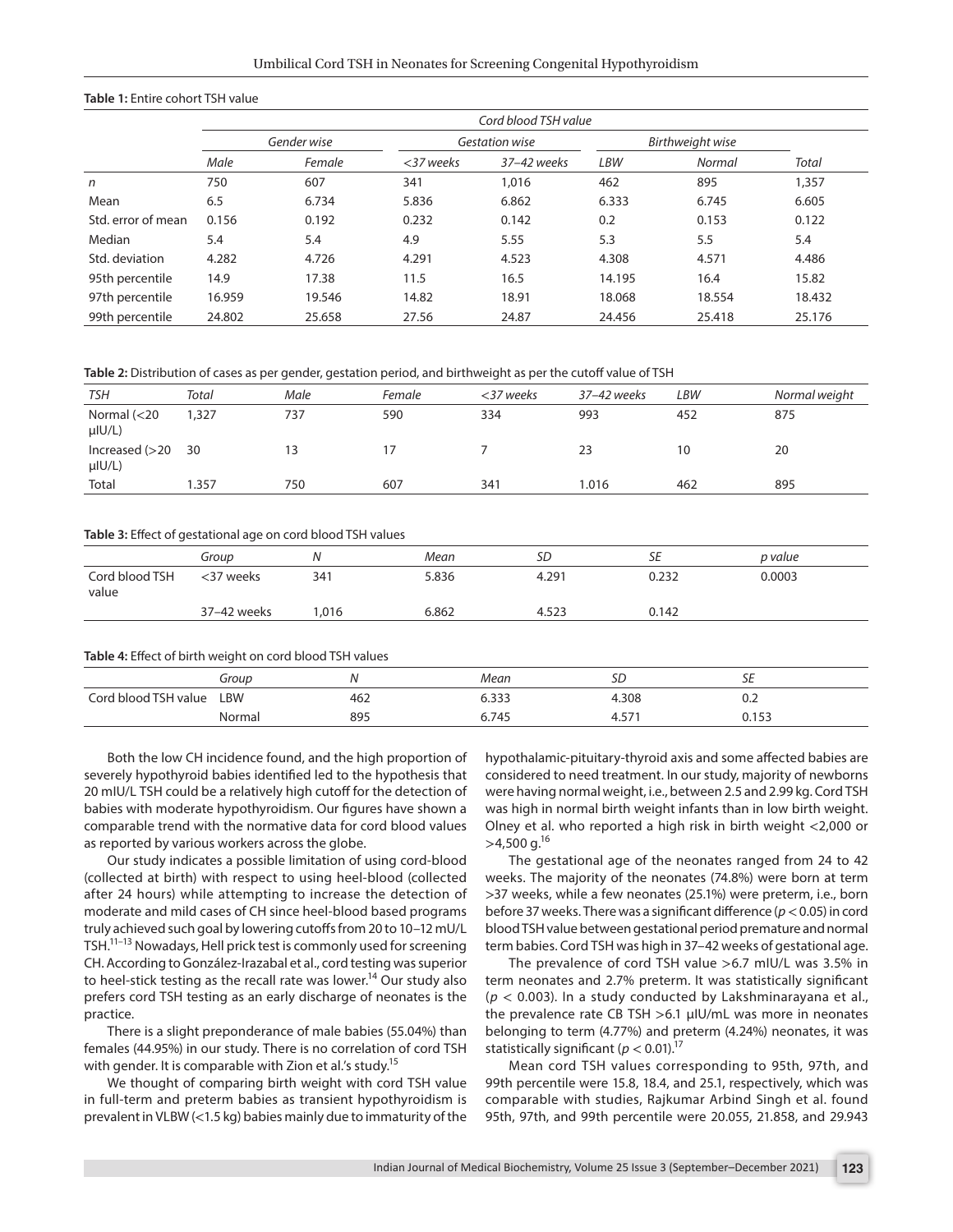**Table 1:** Entire cohort TSH value

| | Cord blood TSH value | | | | | | |
|---|---|---|---|---|---|---|---|
| | Gender wise | | Gestation wise | | Birthweight wise | | |
| | Male | Female | <37 weeks | 37–42 weeks | LBW | Normal | Total |
| n | 750 | 607 | 341 | 1,016 | 462 | 895 | 1,357 |
| Mean | 6.5 | 6.734 | 5.836 | 6.862 | 6.333 | 6.745 | 6.605 |
| Std. error of mean | 0.156 | 0.192 | 0.232 | 0.142 | 0.2 | 0.153 | 0.122 |
| Median | 5.4 | 5.4 | 4.9 | 5.55 | 5.3 | 5.5 | 5.4 |
| Std. deviation | 4.282 | 4.726 | 4.291 | 4.523 | 4.308 | 4.571 | 4.486 |
| 95th percentile | 14.9 | 17.38 | 11.5 | 16.5 | 14.195 | 16.4 | 15.82 |
| 97th percentile | 16.959 | 19.546 | 14.82 | 18.91 | 18.068 | 18.554 | 18.432 |
| 99th percentile | 24.802 | 25.658 | 27.56 | 24.87 | 24.456 | 25.418 | 25.176 |

**Table 2:** Distribution of cases as per gender, gestation period, and birthweight as per the cutoff value of TSH

| TSH | Total | Male | Female | <37 weeks | 37–42 weeks | LBW | Normal weight |
|---|---|---|---|---|---|---|---|
| Normal (<20 µIU/L) | 1,327 | 737 | 590 | 334 | 993 | 452 | 875 |
| Increased (>20 µIU/L) | 30 | 13 | 17 | 7 | 23 | 10 | 20 |
| Total | 1.357 | 750 | 607 | 341 | 1.016 | 462 | 895 |

**Table 3:** Effect of gestational age on cord blood TSH values

| | Group | N | Mean | SD | SE | p value |
|---|---|---|---|---|---|---|
| Cord blood TSH value | <37 weeks | 341 | 5.836 | 4.291 | 0.232 | 0.0003 |
| | 37–42 weeks | 1,016 | 6.862 | 4.523 | 0.142 | |

**Table 4:** Effect of birth weight on cord blood TSH values

| | Group | N | Mean | SD | SE |
|---|---|---|---|---|---|
| Cord blood TSH value | LBW | 462 | 6.333 | 4.308 | 0.2 |
| | Normal | 895 | 6.745 | 4.571 | 0.153 |

Both the low CH incidence found, and the high proportion of severely hypothyroid babies identified led to the hypothesis that 20 mIU/L TSH could be a relatively high cutoff for the detection of babies with moderate hypothyroidism. Our figures have shown a comparable trend with the normative data for cord blood values as reported by various workers across the globe.

Our study indicates a possible limitation of using cord-blood (collected at birth) with respect to using heel-blood (collected after 24 hours) while attempting to increase the detection of moderate and mild cases of CH since heel-blood based programs truly achieved such goal by lowering cutoffs from 20 to 10–12 mU/L TSH.[11–13] Nowadays, Hell prick test is commonly used for screening CH. According to González-Irazabal et al., cord testing was superior to heel-stick testing as the recall rate was lower.[14] Our study also prefers cord TSH testing as an early discharge of neonates is the practice.

There is a slight preponderance of male babies (55.04%) than females (44.95%) in our study. There is no correlation of cord TSH with gender. It is comparable with Zion et al.'s study.[15]

We thought of comparing birth weight with cord TSH value in full-term and preterm babies as transient hypothyroidism is prevalent in VLBW (<1.5 kg) babies mainly due to immaturity of the hypothalamic-pituitary-thyroid axis and some affected babies are considered to need treatment. In our study, majority of newborns were having normal weight, i.e., between 2.5 and 2.99 kg. Cord TSH was high in normal birth weight infants than in low birth weight. Olney et al. who reported a high risk in birth weight <2,000 or >4,500 g.[16]

The gestational age of the neonates ranged from 24 to 42 weeks. The majority of the neonates (74.8%) were born at term >37 weeks, while a few neonates (25.1%) were preterm, i.e., born before 37 weeks. There was a significant difference ($p < 0.05$) in cord blood TSH value between gestational period premature and normal term babies. Cord TSH was high in 37–42 weeks of gestational age.

The prevalence of cord TSH value >6.7 mIU/L was 3.5% in term neonates and 2.7% preterm. It was statistically significant ($p < 0.003$). In a study conducted by Lakshminarayana et al., the prevalence rate CB TSH >6.1 µIU/mL was more in neonates belonging to term (4.77%) and preterm (4.24%) neonates, it was statistically significant ($p < 0.01$).[17]

Mean cord TSH values corresponding to 95th, 97th, and 99th percentile were 15.8, 18.4, and 25.1, respectively, which was comparable with studies, Rajkumar Arbind Singh et al. found 95th, 97th, and 99th percentile were 20.055, 21.858, and 29.943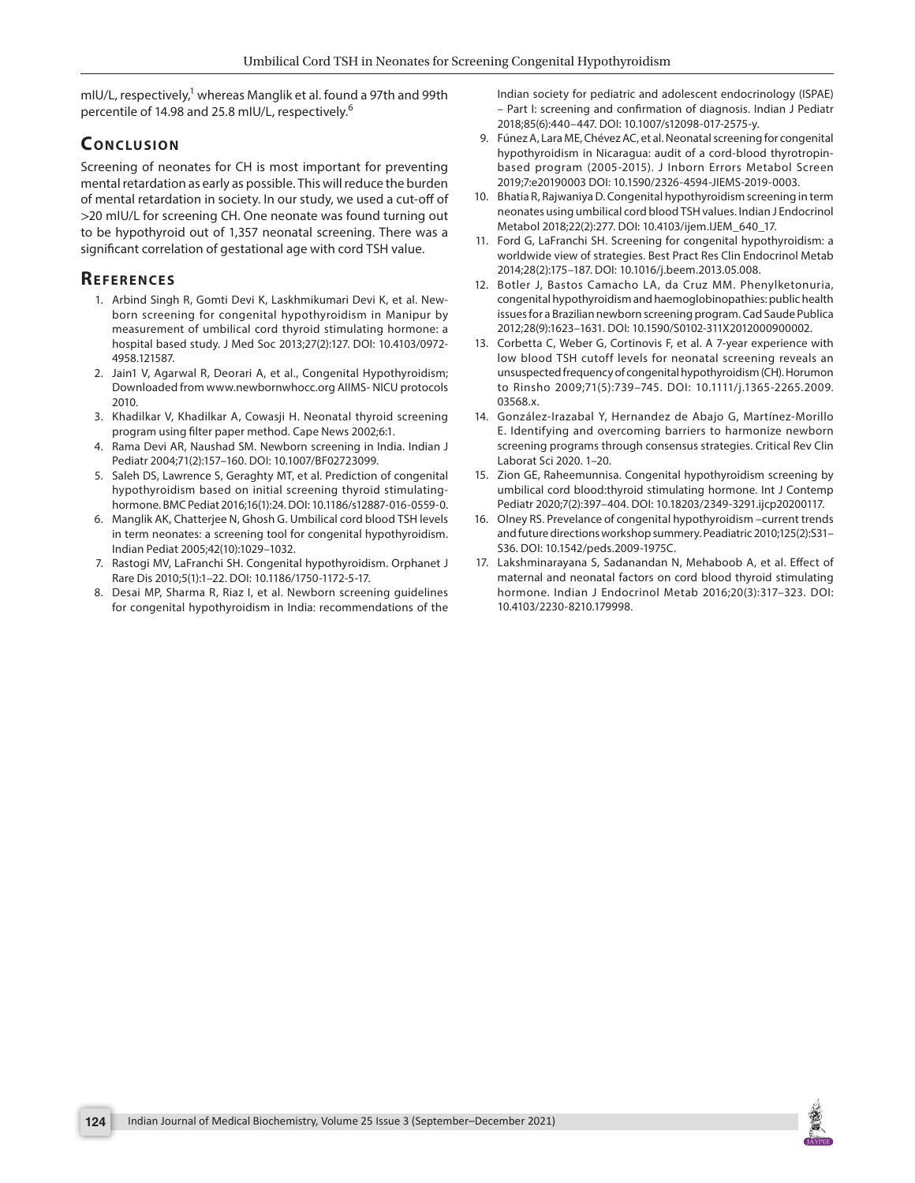mIU/L, respectively,[1] whereas Manglik et al. found a 97th and 99th percentile of 14.98 and 25.8 mIU/L, respectively.[6]

## Conclusion

Screening of neonates for CH is most important for preventing mental retardation as early as possible. This will reduce the burden of mental retardation in society. In our study, we used a cut-off of >20 mIU/L for screening CH. One neonate was found turning out to be hypothyroid out of 1,357 neonatal screening. There was a significant correlation of gestational age with cord TSH value.

## References

1. Arbind Singh R, Gomti Devi K, Laskhmikumari Devi K, et al. Newborn screening for congenital hypothyroidism in Manipur by measurement of umbilical cord thyroid stimulating hormone: a hospital based study. J Med Soc 2013;27(2):127. DOI: 10.4103/0972-4958.121587.
2. Jain1 V, Agarwal R, Deorari A, et al., Congenital Hypothyroidism; Downloaded from www.newbornwhocc.org AIIMS- NICU protocols 2010.
3. Khadilkar V, Khadilkar A, Cowasji H. Neonatal thyroid screening program using filter paper method. Cape News 2002;6:1.
4. Rama Devi AR, Naushad SM. Newborn screening in India. Indian J Pediatr 2004;71(2):157–160. DOI: 10.1007/BF02723099.
5. Saleh DS, Lawrence S, Geraghty MT, et al. Prediction of congenital hypothyroidism based on initial screening thyroid stimulating-hormone. BMC Pediat 2016;16(1):24. DOI: 10.1186/s12887-016-0559-0.
6. Manglik AK, Chatterjee N, Ghosh G. Umbilical cord blood TSH levels in term neonates: a screening tool for congenital hypothyroidism. Indian Pediat 2005;42(10):1029–1032.
7. Rastogi MV, LaFranchi SH. Congenital hypothyroidism. Orphanet J Rare Dis 2010;5(1):1–22. DOI: 10.1186/1750-1172-5-17.
8. Desai MP, Sharma R, Riaz I, et al. Newborn screening guidelines for congenital hypothyroidism in India: recommendations of the Indian society for pediatric and adolescent endocrinology (ISPAE) – Part I: screening and confirmation of diagnosis. Indian J Pediatr 2018;85(6):440–447. DOI: 10.1007/s12098-017-2575-y.
9. Fúnez A, Lara ME, Chévez AC, et al. Neonatal screening for congenital hypothyroidism in Nicaragua: audit of a cord-blood thyrotropin-based program (2005-2015). J Inborn Errors Metabol Screen 2019;7:e20190003 DOI: 10.1590/2326-4594-JIEMS-2019-0003.
10. Bhatia R, Rajwaniya D. Congenital hypothyroidism screening in term neonates using umbilical cord blood TSH values. Indian J Endocrinol Metabol 2018;22(2):277. DOI: 10.4103/ijem.IJEM_640_17.
11. Ford G, LaFranchi SH. Screening for congenital hypothyroidism: a worldwide view of strategies. Best Pract Res Clin Endocrinol Metab 2014;28(2):175–187. DOI: 10.1016/j.beem.2013.05.008.
12. Botler J, Bastos Camacho LA, da Cruz MM. Phenylketonuria, congenital hypothyroidism and haemoglobinopathies: public health issues for a Brazilian newborn screening program. Cad Saude Publica 2012;28(9):1623–1631. DOI: 10.1590/S0102-311X2012000900002.
13. Corbetta C, Weber G, Cortinovis F, et al. A 7-year experience with low blood TSH cutoff levels for neonatal screening reveals an unsuspected frequency of congenital hypothyroidism (CH). Horumon to Rinsho 2009;71(5):739–745. DOI: 10.1111/j.1365-2265.2009.03568.x.
14. González-Irazabal Y, Hernandez de Abajo G, Martínez-Morillo E. Identifying and overcoming barriers to harmonize newborn screening programs through consensus strategies. Critical Rev Clin Laborat Sci 2020. 1–20.
15. Zion GE, Raheemunnisa. Congenital hypothyroidism screening by umbilical cord blood:thyroid stimulating hormone. Int J Contemp Pediatr 2020;7(2):397–404. DOI: 10.18203/2349-3291.ijcp20200117.
16. Olney RS. Prevelance of congenital hypothyroidism –current trends and future directions workshop summery. Peadiatric 2010;125(2):S31–S36. DOI: 10.1542/peds.2009-1975C.
17. Lakshminarayana S, Sadanandan N, Mehaboob A, et al. Effect of maternal and neonatal factors on cord blood thyroid stimulating hormone. Indian J Endocrinol Metab 2016;20(3):317–323. DOI: 10.4103/2230-8210.179998.